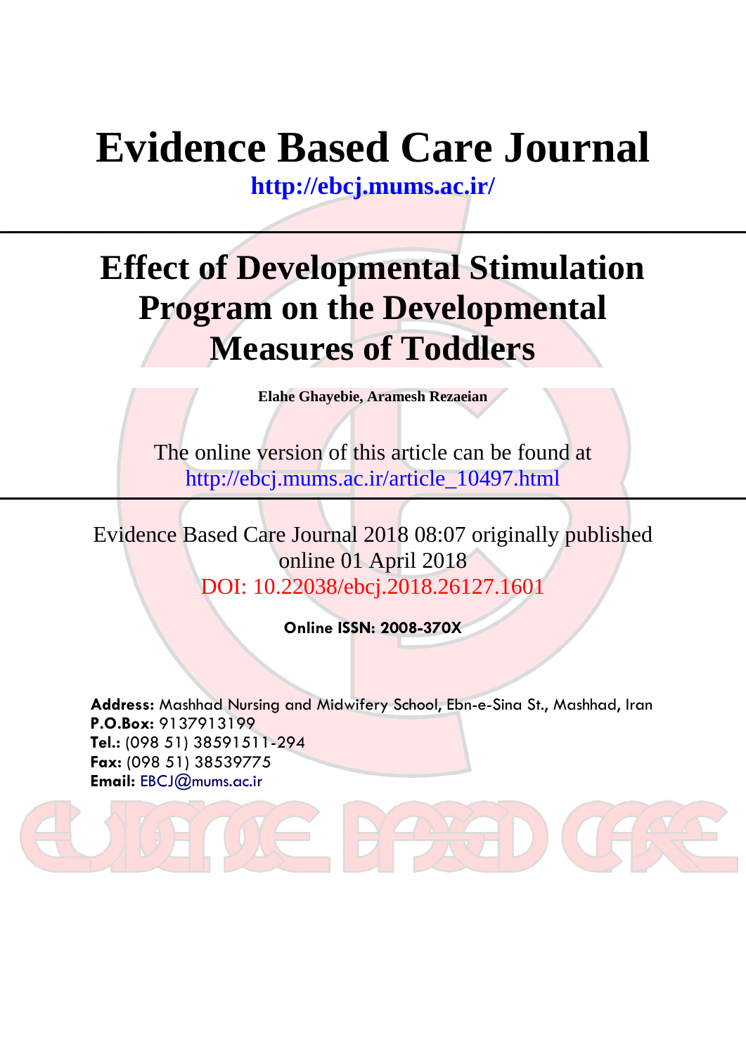# Evidence Based Care Journal

**http://ebcj.mums.ac.ir/**

# Effect of Developmental Stimulation Program on the Developmental Measures of Toddlers

**Elahe Ghayebie, Aramesh Rezaeian**

The online version of this article can be found at
http://ebcj.mums.ac.ir/article_10497.html

Evidence Based Care Journal 2018 08:07 originally published online 01 April 2018
DOI: 10.22038/ebcj.2018.26127.1601

**Online ISSN: 2008-370X**

**Address:** Mashhad Nursing and Midwifery School, Ebn-e-Sina St., Mashhad, Iran
**P.O.Box:** 9137913199
**Tel.:** (098 51) 38591511-294
**Fax:** (098 51) 38539775
**Email:** EBCJ@mums.ac.ir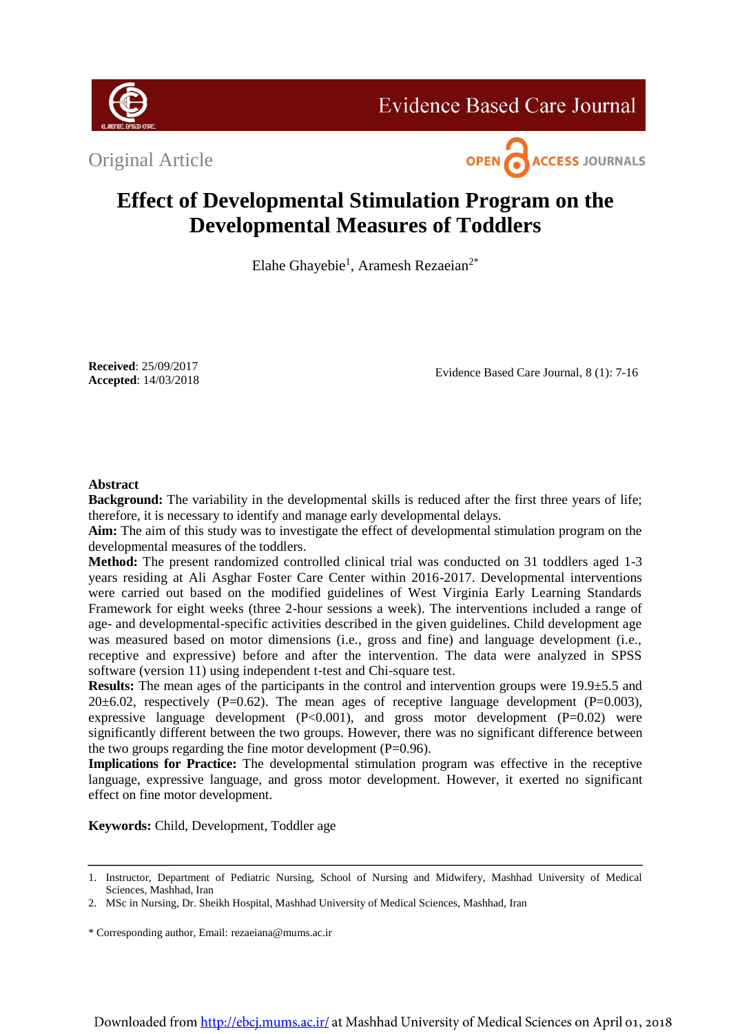Original Article

# Effect of Developmental Stimulation Program on the Developmental Measures of Toddlers

Elahe Ghayebie[1], Aramesh Rezaeian[2*]

**Received**: 25/09/2017
**Accepted**: 14/03/2018

Evidence Based Care Journal, 8 (1): 7-16

## Abstract

**Background:** The variability in the developmental skills is reduced after the first three years of life; therefore, it is necessary to identify and manage early developmental delays.

**Aim:** The aim of this study was to investigate the effect of developmental stimulation program on the developmental measures of the toddlers.

**Method:** The present randomized controlled clinical trial was conducted on 31 toddlers aged 1-3 years residing at Ali Asghar Foster Care Center within 2016-2017. Developmental interventions were carried out based on the modified guidelines of West Virginia Early Learning Standards Framework for eight weeks (three 2-hour sessions a week). The interventions included a range of age- and developmental-specific activities described in the given guidelines. Child development age was measured based on motor dimensions (i.e., gross and fine) and language development (i.e., receptive and expressive) before and after the intervention. The data were analyzed in SPSS software (version 11) using independent t-test and Chi-square test.

**Results:** The mean ages of the participants in the control and intervention groups were 19.9±5.5 and 20±6.02, respectively (P=0.62). The mean ages of receptive language development (P=0.003), expressive language development (P<0.001), and gross motor development (P=0.02) were significantly different between the two groups. However, there was no significant difference between the two groups regarding the fine motor development (P=0.96).

**Implications for Practice:** The developmental stimulation program was effective in the receptive language, expressive language, and gross motor development. However, it exerted no significant effect on fine motor development.

**Keywords:** Child, Development, Toddler age

---

1. Instructor, Department of Pediatric Nursing, School of Nursing and Midwifery, Mashhad University of Medical Sciences, Mashhad, Iran
2. MSc in Nursing, Dr. Sheikh Hospital, Mashhad University of Medical Sciences, Mashhad, Iran

\* Corresponding author, Email: rezaeiana@mums.ac.ir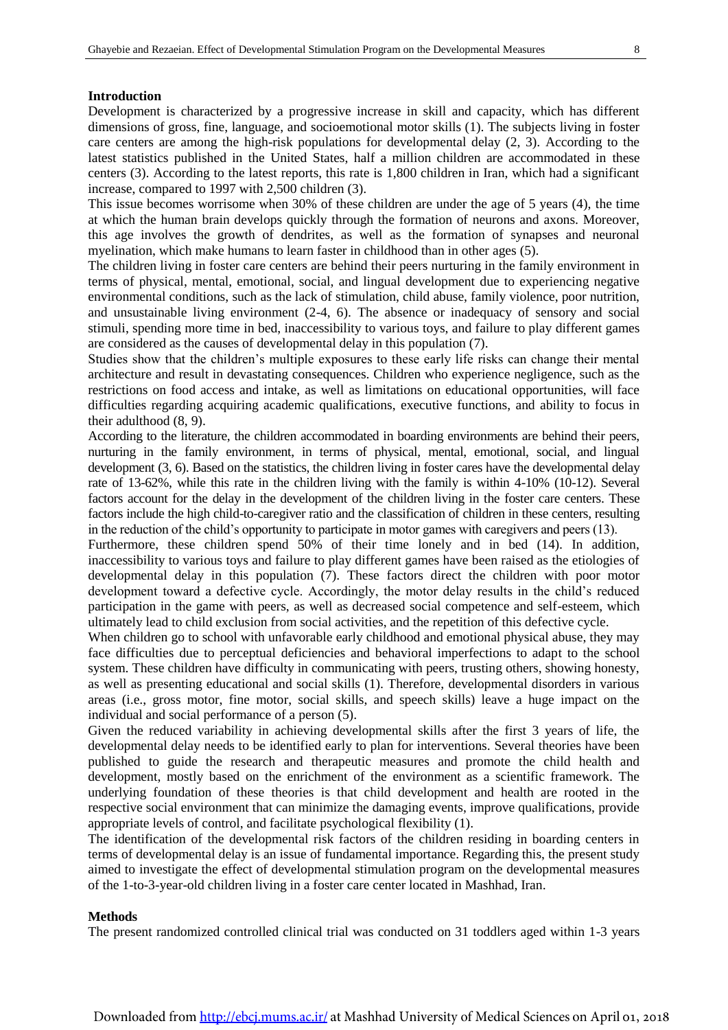## Introduction

Development is characterized by a progressive increase in skill and capacity, which has different dimensions of gross, fine, language, and socioemotional motor skills (1). The subjects living in foster care centers are among the high-risk populations for developmental delay (2, 3). According to the latest statistics published in the United States, half a million children are accommodated in these centers (3). According to the latest reports, this rate is 1,800 children in Iran, which had a significant increase, compared to 1997 with 2,500 children (3).

This issue becomes worrisome when 30% of these children are under the age of 5 years (4), the time at which the human brain develops quickly through the formation of neurons and axons. Moreover, this age involves the growth of dendrites, as well as the formation of synapses and neuronal myelination, which make humans to learn faster in childhood than in other ages (5).

The children living in foster care centers are behind their peers nurturing in the family environment in terms of physical, mental, emotional, social, and lingual development due to experiencing negative environmental conditions, such as the lack of stimulation, child abuse, family violence, poor nutrition, and unsustainable living environment (2-4, 6). The absence or inadequacy of sensory and social stimuli, spending more time in bed, inaccessibility to various toys, and failure to play different games are considered as the causes of developmental delay in this population (7).

Studies show that the children's multiple exposures to these early life risks can change their mental architecture and result in devastating consequences. Children who experience negligence, such as the restrictions on food access and intake, as well as limitations on educational opportunities, will face difficulties regarding acquiring academic qualifications, executive functions, and ability to focus in their adulthood (8, 9).

According to the literature, the children accommodated in boarding environments are behind their peers, nurturing in the family environment, in terms of physical, mental, emotional, social, and lingual development (3, 6). Based on the statistics, the children living in foster cares have the developmental delay rate of 13-62%, while this rate in the children living with the family is within 4-10% (10-12). Several factors account for the delay in the development of the children living in the foster care centers. These factors include the high child-to-caregiver ratio and the classification of children in these centers, resulting in the reduction of the child's opportunity to participate in motor games with caregivers and peers (13).

Furthermore, these children spend 50% of their time lonely and in bed (14). In addition, inaccessibility to various toys and failure to play different games have been raised as the etiologies of developmental delay in this population (7). These factors direct the children with poor motor development toward a defective cycle. Accordingly, the motor delay results in the child's reduced participation in the game with peers, as well as decreased social competence and self-esteem, which ultimately lead to child exclusion from social activities, and the repetition of this defective cycle.

When children go to school with unfavorable early childhood and emotional physical abuse, they may face difficulties due to perceptual deficiencies and behavioral imperfections to adapt to the school system. These children have difficulty in communicating with peers, trusting others, showing honesty, as well as presenting educational and social skills (1). Therefore, developmental disorders in various areas (i.e., gross motor, fine motor, social skills, and speech skills) leave a huge impact on the individual and social performance of a person (5).

Given the reduced variability in achieving developmental skills after the first 3 years of life, the developmental delay needs to be identified early to plan for interventions. Several theories have been published to guide the research and therapeutic measures and promote the child health and development, mostly based on the enrichment of the environment as a scientific framework. The underlying foundation of these theories is that child development and health are rooted in the respective social environment that can minimize the damaging events, improve qualifications, provide appropriate levels of control, and facilitate psychological flexibility (1).

The identification of the developmental risk factors of the children residing in boarding centers in terms of developmental delay is an issue of fundamental importance. Regarding this, the present study aimed to investigate the effect of developmental stimulation program on the developmental measures of the 1-to-3-year-old children living in a foster care center located in Mashhad, Iran.

## Methods

The present randomized controlled clinical trial was conducted on 31 toddlers aged within 1-3 years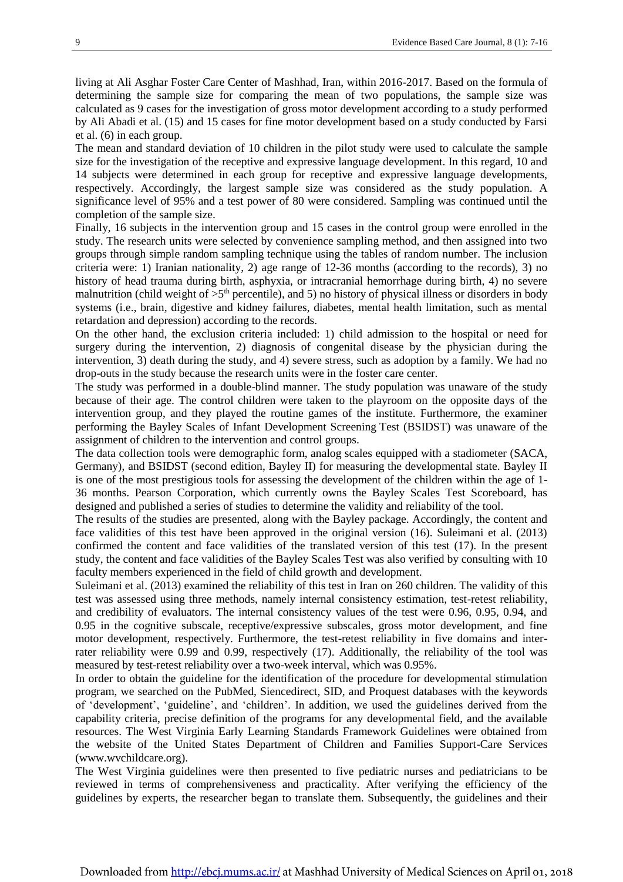living at Ali Asghar Foster Care Center of Mashhad, Iran, within 2016-2017. Based on the formula of determining the sample size for comparing the mean of two populations, the sample size was calculated as 9 cases for the investigation of gross motor development according to a study performed by Ali Abadi et al. (15) and 15 cases for fine motor development based on a study conducted by Farsi et al. (6) in each group.

The mean and standard deviation of 10 children in the pilot study were used to calculate the sample size for the investigation of the receptive and expressive language development. In this regard, 10 and 14 subjects were determined in each group for receptive and expressive language developments, respectively. Accordingly, the largest sample size was considered as the study population. A significance level of 95% and a test power of 80 were considered. Sampling was continued until the completion of the sample size.

Finally, 16 subjects in the intervention group and 15 cases in the control group were enrolled in the study. The research units were selected by convenience sampling method, and then assigned into two groups through simple random sampling technique using the tables of random number. The inclusion criteria were: 1) Iranian nationality, 2) age range of 12-36 months (according to the records), 3) no history of head trauma during birth, asphyxia, or intracranial hemorrhage during birth, 4) no severe malnutrition (child weight of >5th percentile), and 5) no history of physical illness or disorders in body systems (i.e., brain, digestive and kidney failures, diabetes, mental health limitation, such as mental retardation and depression) according to the records.

On the other hand, the exclusion criteria included: 1) child admission to the hospital or need for surgery during the intervention, 2) diagnosis of congenital disease by the physician during the intervention, 3) death during the study, and 4) severe stress, such as adoption by a family. We had no drop-outs in the study because the research units were in the foster care center.

The study was performed in a double-blind manner. The study population was unaware of the study because of their age. The control children were taken to the playroom on the opposite days of the intervention group, and they played the routine games of the institute. Furthermore, the examiner performing the Bayley Scales of Infant Development Screening Test (BSIDST) was unaware of the assignment of children to the intervention and control groups.

The data collection tools were demographic form, analog scales equipped with a stadiometer (SACA, Germany), and BSIDST (second edition, Bayley II) for measuring the developmental state. Bayley II is one of the most prestigious tools for assessing the development of the children within the age of 1-36 months. Pearson Corporation, which currently owns the Bayley Scales Test Scoreboard, has designed and published a series of studies to determine the validity and reliability of the tool.

The results of the studies are presented, along with the Bayley package. Accordingly, the content and face validities of this test have been approved in the original version (16). Suleimani et al. (2013) confirmed the content and face validities of the translated version of this test (17). In the present study, the content and face validities of the Bayley Scales Test was also verified by consulting with 10 faculty members experienced in the field of child growth and development.

Suleimani et al. (2013) examined the reliability of this test in Iran on 260 children. The validity of this test was assessed using three methods, namely internal consistency estimation, test-retest reliability, and credibility of evaluators. The internal consistency values of the test were 0.96, 0.95, 0.94, and 0.95 in the cognitive subscale, receptive/expressive subscales, gross motor development, and fine motor development, respectively. Furthermore, the test-retest reliability in five domains and inter-rater reliability were 0.99 and 0.99, respectively (17). Additionally, the reliability of the tool was measured by test-retest reliability over a two-week interval, which was 0.95%.

In order to obtain the guideline for the identification of the procedure for developmental stimulation program, we searched on the PubMed, Siencedirect, SID, and Proquest databases with the keywords of 'development', 'guideline', and 'children'. In addition, we used the guidelines derived from the capability criteria, precise definition of the programs for any developmental field, and the available resources. The West Virginia Early Learning Standards Framework Guidelines were obtained from the website of the United States Department of Children and Families Support-Care Services (www.wvchildcare.org).

The West Virginia guidelines were then presented to five pediatric nurses and pediatricians to be reviewed in terms of comprehensiveness and practicality. After verifying the efficiency of the guidelines by experts, the researcher began to translate them. Subsequently, the guidelines and their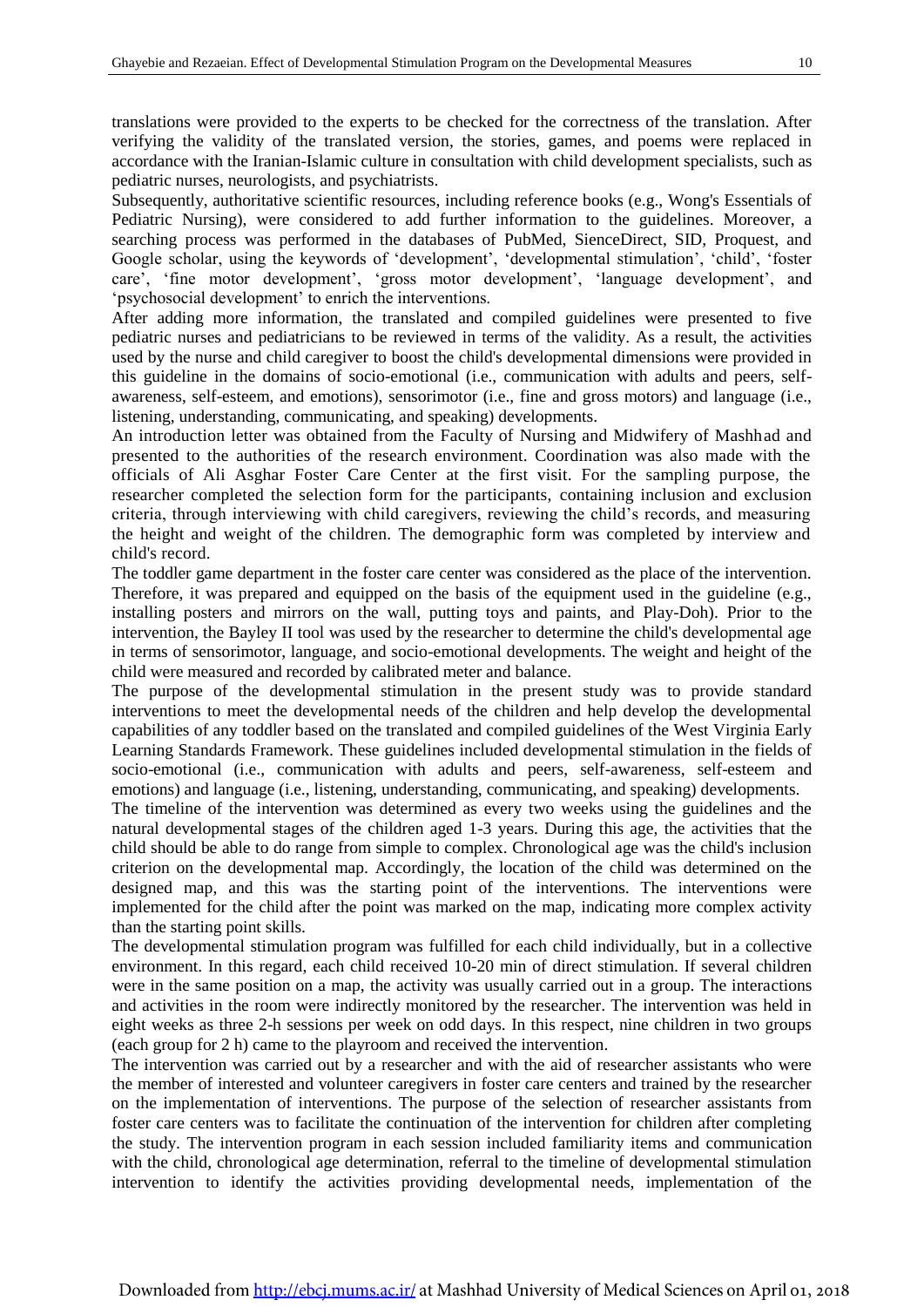translations were provided to the experts to be checked for the correctness of the translation. After verifying the validity of the translated version, the stories, games, and poems were replaced in accordance with the Iranian-Islamic culture in consultation with child development specialists, such as pediatric nurses, neurologists, and psychiatrists.

Subsequently, authoritative scientific resources, including reference books (e.g., Wong's Essentials of Pediatric Nursing), were considered to add further information to the guidelines. Moreover, a searching process was performed in the databases of PubMed, SienceDirect, SID, Proquest, and Google scholar, using the keywords of 'development', 'developmental stimulation', 'child', 'foster care', 'fine motor development', 'gross motor development', 'language development', and 'psychosocial development' to enrich the interventions.

After adding more information, the translated and compiled guidelines were presented to five pediatric nurses and pediatricians to be reviewed in terms of the validity. As a result, the activities used by the nurse and child caregiver to boost the child's developmental dimensions were provided in this guideline in the domains of socio-emotional (i.e., communication with adults and peers, self-awareness, self-esteem, and emotions), sensorimotor (i.e., fine and gross motors) and language (i.e., listening, understanding, communicating, and speaking) developments.

An introduction letter was obtained from the Faculty of Nursing and Midwifery of Mashhad and presented to the authorities of the research environment. Coordination was also made with the officials of Ali Asghar Foster Care Center at the first visit. For the sampling purpose, the researcher completed the selection form for the participants, containing inclusion and exclusion criteria, through interviewing with child caregivers, reviewing the child's records, and measuring the height and weight of the children. The demographic form was completed by interview and child's record.

The toddler game department in the foster care center was considered as the place of the intervention. Therefore, it was prepared and equipped on the basis of the equipment used in the guideline (e.g., installing posters and mirrors on the wall, putting toys and paints, and Play-Doh). Prior to the intervention, the Bayley II tool was used by the researcher to determine the child's developmental age in terms of sensorimotor, language, and socio-emotional developments. The weight and height of the child were measured and recorded by calibrated meter and balance.

The purpose of the developmental stimulation in the present study was to provide standard interventions to meet the developmental needs of the children and help develop the developmental capabilities of any toddler based on the translated and compiled guidelines of the West Virginia Early Learning Standards Framework. These guidelines included developmental stimulation in the fields of socio-emotional (i.e., communication with adults and peers, self-awareness, self-esteem and emotions) and language (i.e., listening, understanding, communicating, and speaking) developments.

The timeline of the intervention was determined as every two weeks using the guidelines and the natural developmental stages of the children aged 1-3 years. During this age, the activities that the child should be able to do range from simple to complex. Chronological age was the child's inclusion criterion on the developmental map. Accordingly, the location of the child was determined on the designed map, and this was the starting point of the interventions. The interventions were implemented for the child after the point was marked on the map, indicating more complex activity than the starting point skills.

The developmental stimulation program was fulfilled for each child individually, but in a collective environment. In this regard, each child received 10-20 min of direct stimulation. If several children were in the same position on a map, the activity was usually carried out in a group. The interactions and activities in the room were indirectly monitored by the researcher. The intervention was held in eight weeks as three 2-h sessions per week on odd days. In this respect, nine children in two groups (each group for 2 h) came to the playroom and received the intervention.

The intervention was carried out by a researcher and with the aid of researcher assistants who were the member of interested and volunteer caregivers in foster care centers and trained by the researcher on the implementation of interventions. The purpose of the selection of researcher assistants from foster care centers was to facilitate the continuation of the intervention for children after completing the study. The intervention program in each session included familiarity items and communication with the child, chronological age determination, referral to the timeline of developmental stimulation intervention to identify the activities providing developmental needs, implementation of the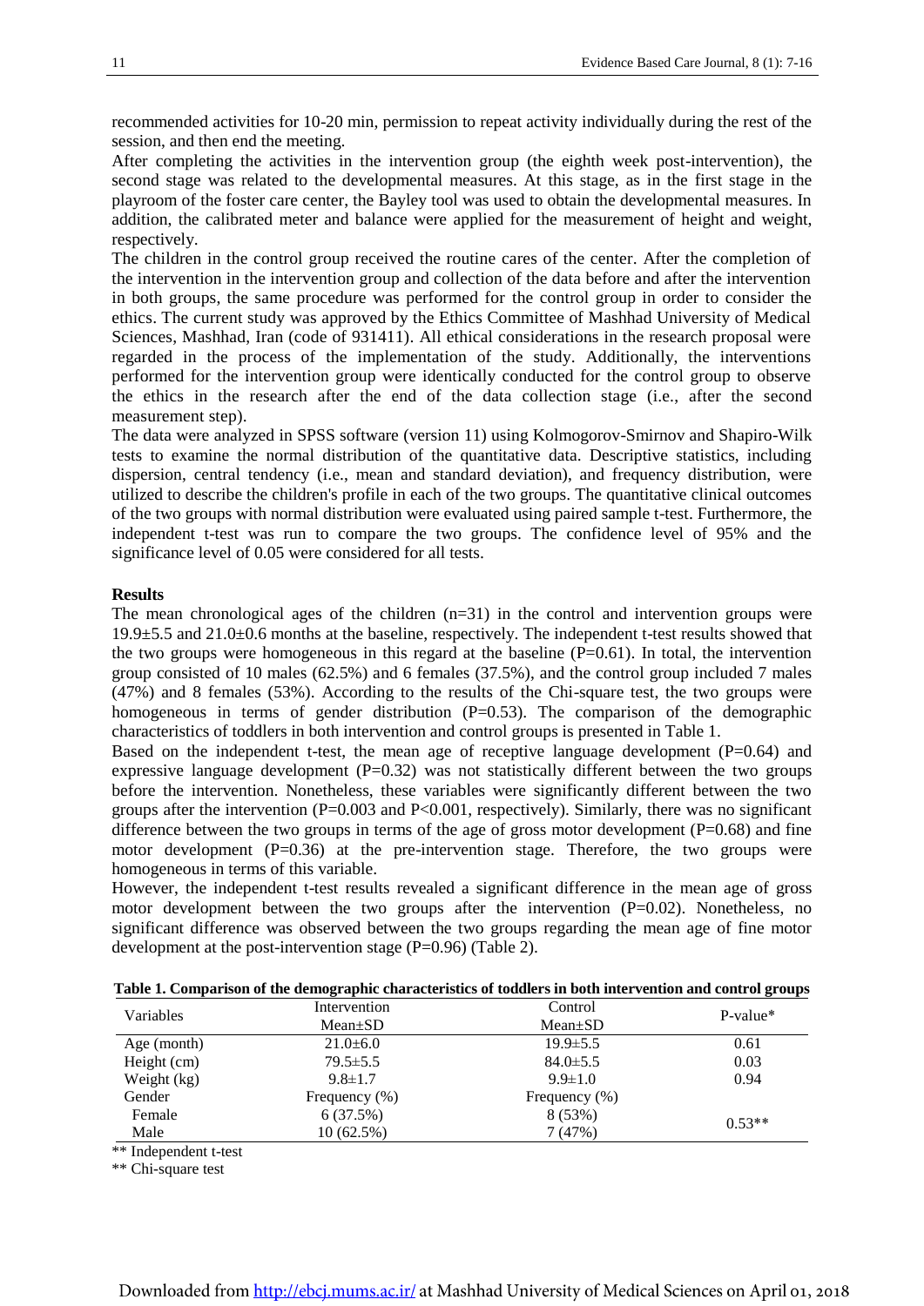recommended activities for 10-20 min, permission to repeat activity individually during the rest of the session, and then end the meeting.

After completing the activities in the intervention group (the eighth week post-intervention), the second stage was related to the developmental measures. At this stage, as in the first stage in the playroom of the foster care center, the Bayley tool was used to obtain the developmental measures. In addition, the calibrated meter and balance were applied for the measurement of height and weight, respectively.

The children in the control group received the routine cares of the center. After the completion of the intervention in the intervention group and collection of the data before and after the intervention in both groups, the same procedure was performed for the control group in order to consider the ethics. The current study was approved by the Ethics Committee of Mashhad University of Medical Sciences, Mashhad, Iran (code of 931411). All ethical considerations in the research proposal were regarded in the process of the implementation of the study. Additionally, the interventions performed for the intervention group were identically conducted for the control group to observe the ethics in the research after the end of the data collection stage (i.e., after the second measurement step).

The data were analyzed in SPSS software (version 11) using Kolmogorov-Smirnov and Shapiro-Wilk tests to examine the normal distribution of the quantitative data. Descriptive statistics, including dispersion, central tendency (i.e., mean and standard deviation), and frequency distribution, were utilized to describe the children's profile in each of the two groups. The quantitative clinical outcomes of the two groups with normal distribution were evaluated using paired sample t-test. Furthermore, the independent t-test was run to compare the two groups. The confidence level of 95% and the significance level of 0.05 were considered for all tests.

**Results**

The mean chronological ages of the children (n=31) in the control and intervention groups were 19.9±5.5 and 21.0±0.6 months at the baseline, respectively. The independent t-test results showed that the two groups were homogeneous in this regard at the baseline (P=0.61). In total, the intervention group consisted of 10 males (62.5%) and 6 females (37.5%), and the control group included 7 males (47%) and 8 females (53%). According to the results of the Chi-square test, the two groups were homogeneous in terms of gender distribution (P=0.53). The comparison of the demographic characteristics of toddlers in both intervention and control groups is presented in Table 1.

Based on the independent t-test, the mean age of receptive language development (P=0.64) and expressive language development (P=0.32) was not statistically different between the two groups before the intervention. Nonetheless, these variables were significantly different between the two groups after the intervention (P=0.003 and P<0.001, respectively). Similarly, there was no significant difference between the two groups in terms of the age of gross motor development (P=0.68) and fine motor development (P=0.36) at the pre-intervention stage. Therefore, the two groups were homogeneous in terms of this variable.

However, the independent t-test results revealed a significant difference in the mean age of gross motor development between the two groups after the intervention (P=0.02). Nonetheless, no significant difference was observed between the two groups regarding the mean age of fine motor development at the post-intervention stage (P=0.96) (Table 2).

**Table 1. Comparison of the demographic characteristics of toddlers in both intervention and control groups**

| Variables | Intervention Mean±SD | Control Mean±SD | P-value* |
|---|---|---|---|
| Age (month) | 21.0±6.0 | 19.9±5.5 | 0.61 |
| Height (cm) | 79.5±5.5 | 84.0±5.5 | 0.03 |
| Weight (kg) | 9.8±1.7 | 9.9±1.0 | 0.94 |
| Gender | Frequency (%) | Frequency (%) | |
| Female | 6 (37.5%) | 8 (53%) | 0.53** |
| Male | 10 (62.5%) | 7 (47%) | |

** Independent t-test

** Chi-square test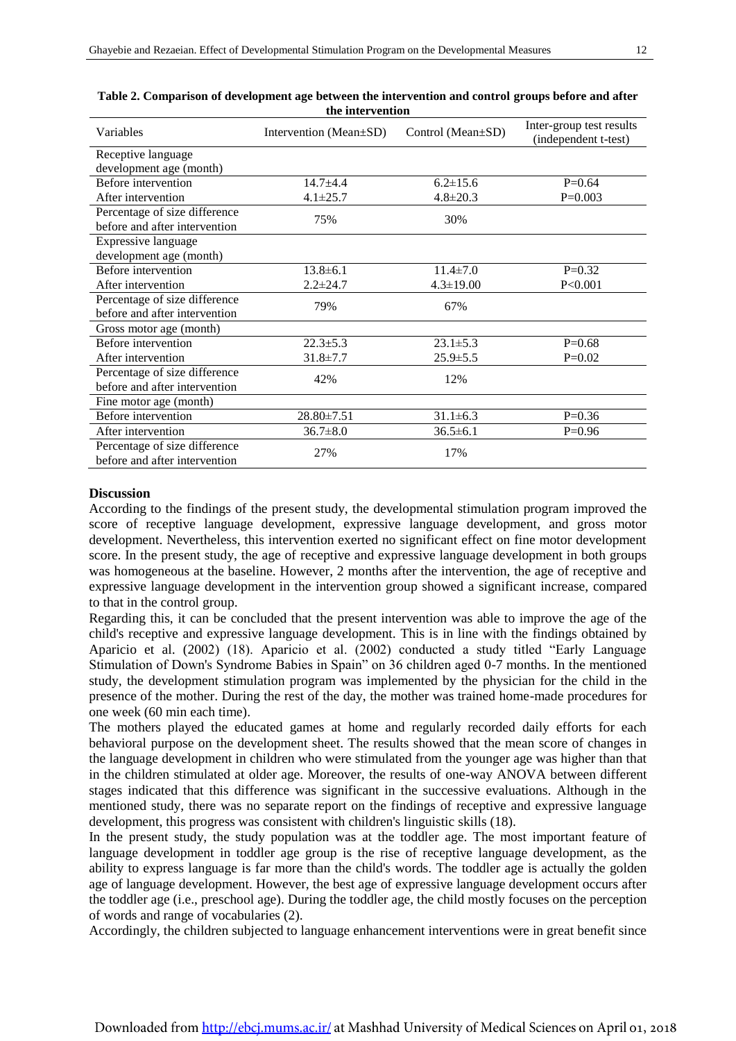**Table 2. Comparison of development age between the intervention and control groups before and after the intervention**

| Variables | Intervention (Mean±SD) | Control (Mean±SD) | Inter-group test results (independent t-test) |
|---|---|---|---|
| Receptive language development age (month) | | | |
| Before intervention | 14.7±4.4 | 6.2±15.6 | P=0.64 |
| After intervention | 4.1±25.7 | 4.8±20.3 | P=0.003 |
| Percentage of size difference before and after intervention | 75% | 30% | |
| Expressive language development age (month) | | | |
| Before intervention | 13.8±6.1 | 11.4±7.0 | P=0.32 |
| After intervention | 2.2±24.7 | 4.3±19.00 | P<0.001 |
| Percentage of size difference before and after intervention | 79% | 67% | |
| Gross motor age (month) | | | |
| Before intervention | 22.3±5.3 | 23.1±5.3 | P=0.68 |
| After intervention | 31.8±7.7 | 25.9±5.5 | P=0.02 |
| Percentage of size difference before and after intervention | 42% | 12% | |
| Fine motor age (month) | | | |
| Before intervention | 28.80±7.51 | 31.1±6.3 | P=0.36 |
| After intervention | 36.7±8.0 | 36.5±6.1 | P=0.96 |
| Percentage of size difference before and after intervention | 27% | 17% | |

**Discussion**

According to the findings of the present study, the developmental stimulation program improved the score of receptive language development, expressive language development, and gross motor development. Nevertheless, this intervention exerted no significant effect on fine motor development score. In the present study, the age of receptive and expressive language development in both groups was homogeneous at the baseline. However, 2 months after the intervention, the age of receptive and expressive language development in the intervention group showed a significant increase, compared to that in the control group.

Regarding this, it can be concluded that the present intervention was able to improve the age of the child's receptive and expressive language development. This is in line with the findings obtained by Aparicio et al. (2002) (18). Aparicio et al. (2002) conducted a study titled "Early Language Stimulation of Down's Syndrome Babies in Spain" on 36 children aged 0-7 months. In the mentioned study, the development stimulation program was implemented by the physician for the child in the presence of the mother. During the rest of the day, the mother was trained home-made procedures for one week (60 min each time).

The mothers played the educated games at home and regularly recorded daily efforts for each behavioral purpose on the development sheet. The results showed that the mean score of changes in the language development in children who were stimulated from the younger age was higher than that in the children stimulated at older age. Moreover, the results of one-way ANOVA between different stages indicated that this difference was significant in the successive evaluations. Although in the mentioned study, there was no separate report on the findings of receptive and expressive language development, this progress was consistent with children's linguistic skills (18).

In the present study, the study population was at the toddler age. The most important feature of language development in toddler age group is the rise of receptive language development, as the ability to express language is far more than the child's words. The toddler age is actually the golden age of language development. However, the best age of expressive language development occurs after the toddler age (i.e., preschool age). During the toddler age, the child mostly focuses on the perception of words and range of vocabularies (2).

Accordingly, the children subjected to language enhancement interventions were in great benefit since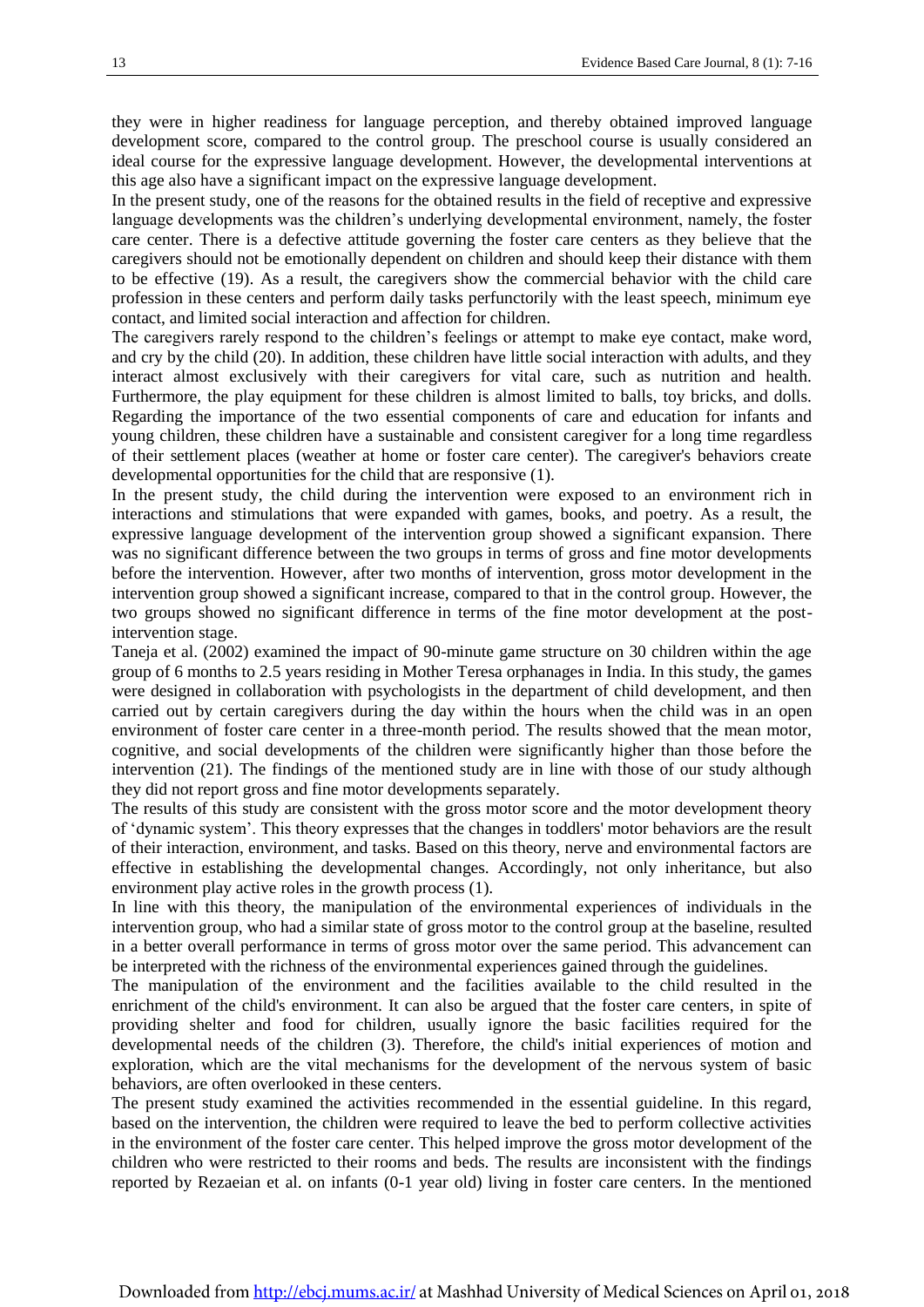they were in higher readiness for language perception, and thereby obtained improved language development score, compared to the control group. The preschool course is usually considered an ideal course for the expressive language development. However, the developmental interventions at this age also have a significant impact on the expressive language development.

In the present study, one of the reasons for the obtained results in the field of receptive and expressive language developments was the children's underlying developmental environment, namely, the foster care center. There is a defective attitude governing the foster care centers as they believe that the caregivers should not be emotionally dependent on children and should keep their distance with them to be effective (19). As a result, the caregivers show the commercial behavior with the child care profession in these centers and perform daily tasks perfunctorily with the least speech, minimum eye contact, and limited social interaction and affection for children.

The caregivers rarely respond to the children's feelings or attempt to make eye contact, make word, and cry by the child (20). In addition, these children have little social interaction with adults, and they interact almost exclusively with their caregivers for vital care, such as nutrition and health. Furthermore, the play equipment for these children is almost limited to balls, toy bricks, and dolls. Regarding the importance of the two essential components of care and education for infants and young children, these children have a sustainable and consistent caregiver for a long time regardless of their settlement places (weather at home or foster care center). The caregiver's behaviors create developmental opportunities for the child that are responsive (1).

In the present study, the child during the intervention were exposed to an environment rich in interactions and stimulations that were expanded with games, books, and poetry. As a result, the expressive language development of the intervention group showed a significant expansion. There was no significant difference between the two groups in terms of gross and fine motor developments before the intervention. However, after two months of intervention, gross motor development in the intervention group showed a significant increase, compared to that in the control group. However, the two groups showed no significant difference in terms of the fine motor development at the post-intervention stage.

Taneja et al. (2002) examined the impact of 90-minute game structure on 30 children within the age group of 6 months to 2.5 years residing in Mother Teresa orphanages in India. In this study, the games were designed in collaboration with psychologists in the department of child development, and then carried out by certain caregivers during the day within the hours when the child was in an open environment of foster care center in a three-month period. The results showed that the mean motor, cognitive, and social developments of the children were significantly higher than those before the intervention (21). The findings of the mentioned study are in line with those of our study although they did not report gross and fine motor developments separately.

The results of this study are consistent with the gross motor score and the motor development theory of 'dynamic system'. This theory expresses that the changes in toddlers' motor behaviors are the result of their interaction, environment, and tasks. Based on this theory, nerve and environmental factors are effective in establishing the developmental changes. Accordingly, not only inheritance, but also environment play active roles in the growth process (1).

In line with this theory, the manipulation of the environmental experiences of individuals in the intervention group, who had a similar state of gross motor to the control group at the baseline, resulted in a better overall performance in terms of gross motor over the same period. This advancement can be interpreted with the richness of the environmental experiences gained through the guidelines.

The manipulation of the environment and the facilities available to the child resulted in the enrichment of the child's environment. It can also be argued that the foster care centers, in spite of providing shelter and food for children, usually ignore the basic facilities required for the developmental needs of the children (3). Therefore, the child's initial experiences of motion and exploration, which are the vital mechanisms for the development of the nervous system of basic behaviors, are often overlooked in these centers.

The present study examined the activities recommended in the essential guideline. In this regard, based on the intervention, the children were required to leave the bed to perform collective activities in the environment of the foster care center. This helped improve the gross motor development of the children who were restricted to their rooms and beds. The results are inconsistent with the findings reported by Rezaeian et al. on infants (0-1 year old) living in foster care centers. In the mentioned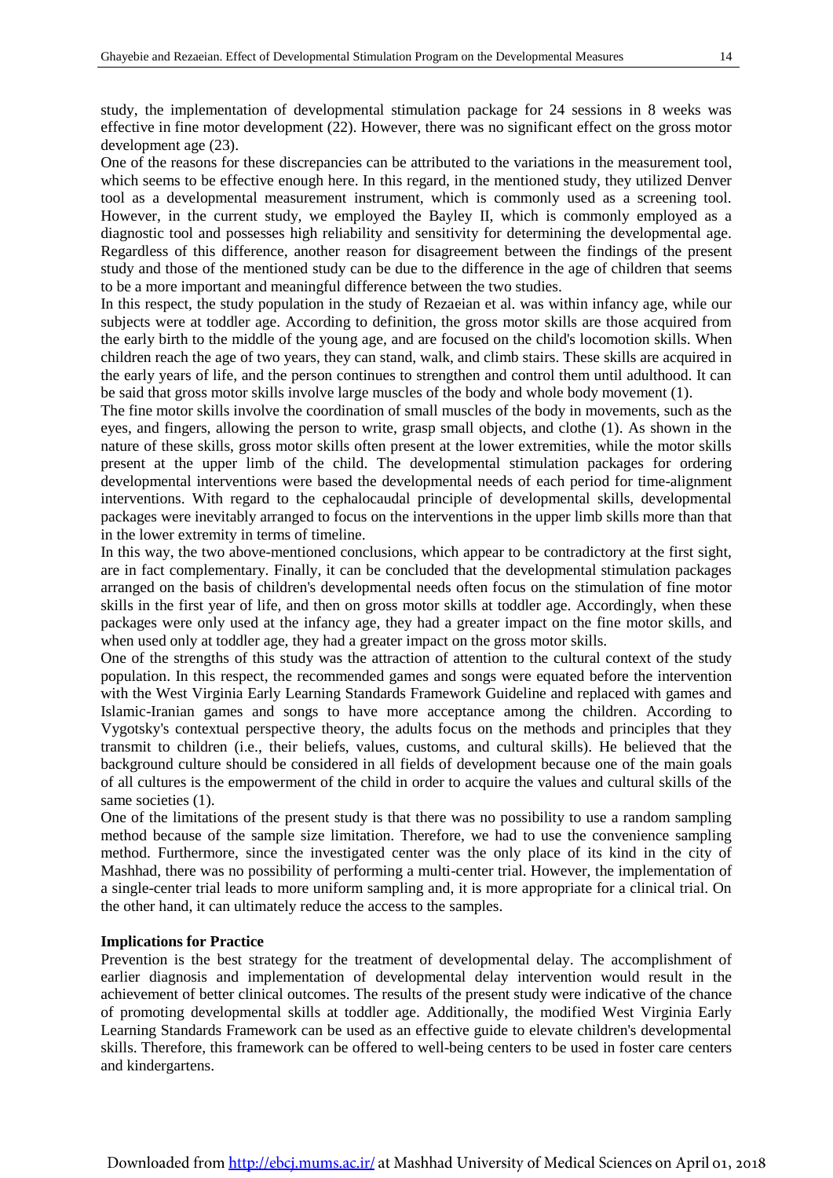study, the implementation of developmental stimulation package for 24 sessions in 8 weeks was effective in fine motor development (22). However, there was no significant effect on the gross motor development age (23).

One of the reasons for these discrepancies can be attributed to the variations in the measurement tool, which seems to be effective enough here. In this regard, in the mentioned study, they utilized Denver tool as a developmental measurement instrument, which is commonly used as a screening tool. However, in the current study, we employed the Bayley II, which is commonly employed as a diagnostic tool and possesses high reliability and sensitivity for determining the developmental age. Regardless of this difference, another reason for disagreement between the findings of the present study and those of the mentioned study can be due to the difference in the age of children that seems to be a more important and meaningful difference between the two studies.

In this respect, the study population in the study of Rezaeian et al. was within infancy age, while our subjects were at toddler age. According to definition, the gross motor skills are those acquired from the early birth to the middle of the young age, and are focused on the child's locomotion skills. When children reach the age of two years, they can stand, walk, and climb stairs. These skills are acquired in the early years of life, and the person continues to strengthen and control them until adulthood. It can be said that gross motor skills involve large muscles of the body and whole body movement (1).

The fine motor skills involve the coordination of small muscles of the body in movements, such as the eyes, and fingers, allowing the person to write, grasp small objects, and clothe (1). As shown in the nature of these skills, gross motor skills often present at the lower extremities, while the motor skills present at the upper limb of the child. The developmental stimulation packages for ordering developmental interventions were based the developmental needs of each period for time-alignment interventions. With regard to the cephalocaudal principle of developmental skills, developmental packages were inevitably arranged to focus on the interventions in the upper limb skills more than that in the lower extremity in terms of timeline.

In this way, the two above-mentioned conclusions, which appear to be contradictory at the first sight, are in fact complementary. Finally, it can be concluded that the developmental stimulation packages arranged on the basis of children's developmental needs often focus on the stimulation of fine motor skills in the first year of life, and then on gross motor skills at toddler age. Accordingly, when these packages were only used at the infancy age, they had a greater impact on the fine motor skills, and when used only at toddler age, they had a greater impact on the gross motor skills.

One of the strengths of this study was the attraction of attention to the cultural context of the study population. In this respect, the recommended games and songs were equated before the intervention with the West Virginia Early Learning Standards Framework Guideline and replaced with games and Islamic-Iranian games and songs to have more acceptance among the children. According to Vygotsky's contextual perspective theory, the adults focus on the methods and principles that they transmit to children (i.e., their beliefs, values, customs, and cultural skills). He believed that the background culture should be considered in all fields of development because one of the main goals of all cultures is the empowerment of the child in order to acquire the values and cultural skills of the same societies (1).

One of the limitations of the present study is that there was no possibility to use a random sampling method because of the sample size limitation. Therefore, we had to use the convenience sampling method. Furthermore, since the investigated center was the only place of its kind in the city of Mashhad, there was no possibility of performing a multi-center trial. However, the implementation of a single-center trial leads to more uniform sampling and, it is more appropriate for a clinical trial. On the other hand, it can ultimately reduce the access to the samples.

**Implications for Practice**

Prevention is the best strategy for the treatment of developmental delay. The accomplishment of earlier diagnosis and implementation of developmental delay intervention would result in the achievement of better clinical outcomes. The results of the present study were indicative of the chance of promoting developmental skills at toddler age. Additionally, the modified West Virginia Early Learning Standards Framework can be used as an effective guide to elevate children's developmental skills. Therefore, this framework can be offered to well-being centers to be used in foster care centers and kindergartens.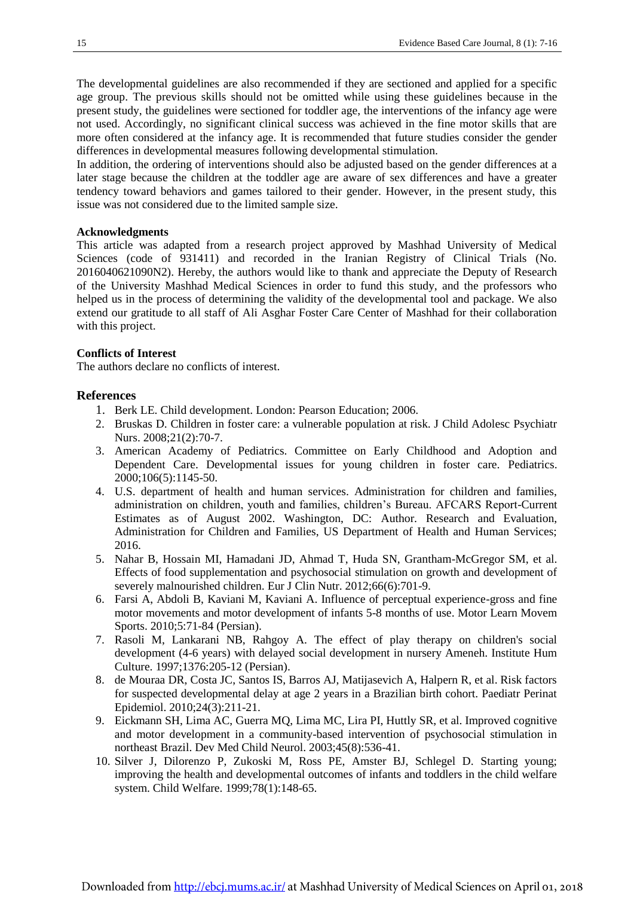The developmental guidelines are also recommended if they are sectioned and applied for a specific age group. The previous skills should not be omitted while using these guidelines because in the present study, the guidelines were sectioned for toddler age, the interventions of the infancy age were not used. Accordingly, no significant clinical success was achieved in the fine motor skills that are more often considered at the infancy age. It is recommended that future studies consider the gender differences in developmental measures following developmental stimulation.

In addition, the ordering of interventions should also be adjusted based on the gender differences at a later stage because the children at the toddler age are aware of sex differences and have a greater tendency toward behaviors and games tailored to their gender. However, in the present study, this issue was not considered due to the limited sample size.

**Acknowledgments**

This article was adapted from a research project approved by Mashhad University of Medical Sciences (code of 931411) and recorded in the Iranian Registry of Clinical Trials (No. 2016040621090N2). Hereby, the authors would like to thank and appreciate the Deputy of Research of the University Mashhad Medical Sciences in order to fund this study, and the professors who helped us in the process of determining the validity of the developmental tool and package. We also extend our gratitude to all staff of Ali Asghar Foster Care Center of Mashhad for their collaboration with this project.

**Conflicts of Interest**

The authors declare no conflicts of interest.

## References

1. Berk LE. Child development. London: Pearson Education; 2006.
2. Bruskas D. Children in foster care: a vulnerable population at risk. J Child Adolesc Psychiatr Nurs. 2008;21(2):70-7.
3. American Academy of Pediatrics. Committee on Early Childhood and Adoption and Dependent Care. Developmental issues for young children in foster care. Pediatrics. 2000;106(5):1145-50.
4. U.S. department of health and human services. Administration for children and families, administration on children, youth and families, children's Bureau. AFCARS Report-Current Estimates as of August 2002. Washington, DC: Author. Research and Evaluation, Administration for Children and Families, US Department of Health and Human Services; 2016.
5. Nahar B, Hossain MI, Hamadani JD, Ahmad T, Huda SN, Grantham-McGregor SM, et al. Effects of food supplementation and psychosocial stimulation on growth and development of severely malnourished children. Eur J Clin Nutr. 2012;66(6):701-9.
6. Farsi A, Abdoli B, Kaviani M, Kaviani A. Influence of perceptual experience-gross and fine motor movements and motor development of infants 5-8 months of use. Motor Learn Movem Sports. 2010;5:71-84 (Persian).
7. Rasoli M, Lankarani NB, Rahgoy A. The effect of play therapy on children's social development (4-6 years) with delayed social development in nursery Ameneh. Institute Hum Culture. 1997;1376:205-12 (Persian).
8. de Mouraa DR, Costa JC, Santos IS, Barros AJ, Matijasevich A, Halpern R, et al. Risk factors for suspected developmental delay at age 2 years in a Brazilian birth cohort. Paediatr Perinat Epidemiol. 2010;24(3):211-21.
9. Eickmann SH, Lima AC, Guerra MQ, Lima MC, Lira PI, Huttly SR, et al. Improved cognitive and motor development in a community-based intervention of psychosocial stimulation in northeast Brazil. Dev Med Child Neurol. 2003;45(8):536-41.
10. Silver J, Dilorenzo P, Zukoski M, Ross PE, Amster BJ, Schlegel D. Starting young; improving the health and developmental outcomes of infants and toddlers in the child welfare system. Child Welfare. 1999;78(1):148-65.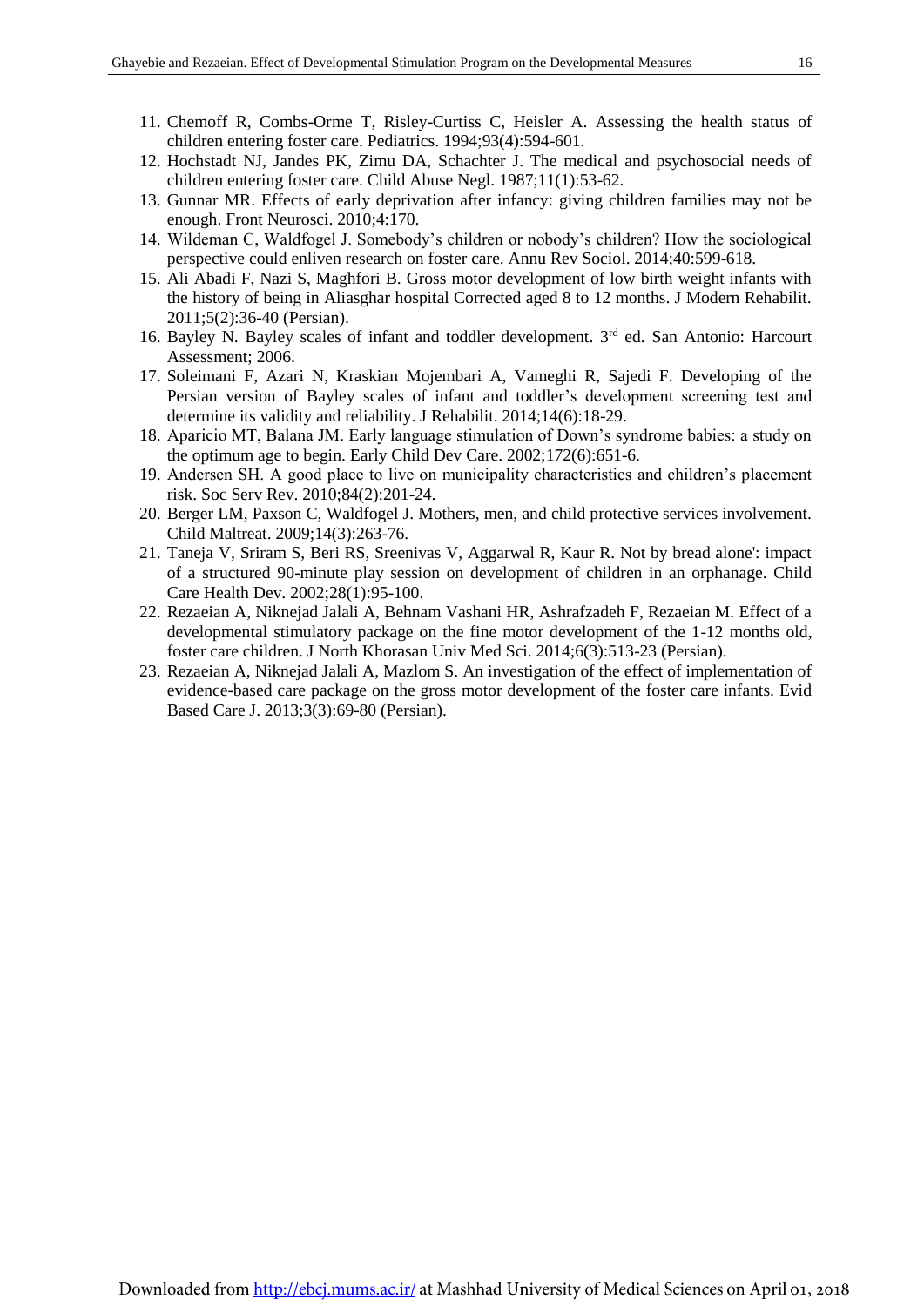11. Chemoff R, Combs-Orme T, Risley-Curtiss C, Heisler A. Assessing the health status of children entering foster care. Pediatrics. 1994;93(4):594-601.
12. Hochstadt NJ, Jandes PK, Zimu DA, Schachter J. The medical and psychosocial needs of children entering foster care. Child Abuse Negl. 1987;11(1):53-62.
13. Gunnar MR. Effects of early deprivation after infancy: giving children families may not be enough. Front Neurosci. 2010;4:170.
14. Wildeman C, Waldfogel J. Somebody's children or nobody's children? How the sociological perspective could enliven research on foster care. Annu Rev Sociol. 2014;40:599-618.
15. Ali Abadi F, Nazi S, Maghfori B. Gross motor development of low birth weight infants with the history of being in Aliasghar hospital Corrected aged 8 to 12 months. J Modern Rehabilit. 2011;5(2):36-40 (Persian).
16. Bayley N. Bayley scales of infant and toddler development. 3rd ed. San Antonio: Harcourt Assessment; 2006.
17. Soleimani F, Azari N, Kraskian Mojembari A, Vameghi R, Sajedi F. Developing of the Persian version of Bayley scales of infant and toddler's development screening test and determine its validity and reliability. J Rehabilit. 2014;14(6):18-29.
18. Aparicio MT, Balana JM. Early language stimulation of Down's syndrome babies: a study on the optimum age to begin. Early Child Dev Care. 2002;172(6):651-6.
19. Andersen SH. A good place to live on municipality characteristics and children's placement risk. Soc Serv Rev. 2010;84(2):201-24.
20. Berger LM, Paxson C, Waldfogel J. Mothers, men, and child protective services involvement. Child Maltreat. 2009;14(3):263-76.
21. Taneja V, Sriram S, Beri RS, Sreenivas V, Aggarwal R, Kaur R. Not by bread alone': impact of a structured 90-minute play session on development of children in an orphanage. Child Care Health Dev. 2002;28(1):95-100.
22. Rezaeian A, Niknejad Jalali A, Behnam Vashani HR, Ashrafzadeh F, Rezaeian M. Effect of a developmental stimulatory package on the fine motor development of the 1-12 months old, foster care children. J North Khorasan Univ Med Sci. 2014;6(3):513-23 (Persian).
23. Rezaeian A, Niknejad Jalali A, Mazlom S. An investigation of the effect of implementation of evidence-based care package on the gross motor development of the foster care infants. Evid Based Care J. 2013;3(3):69-80 (Persian).